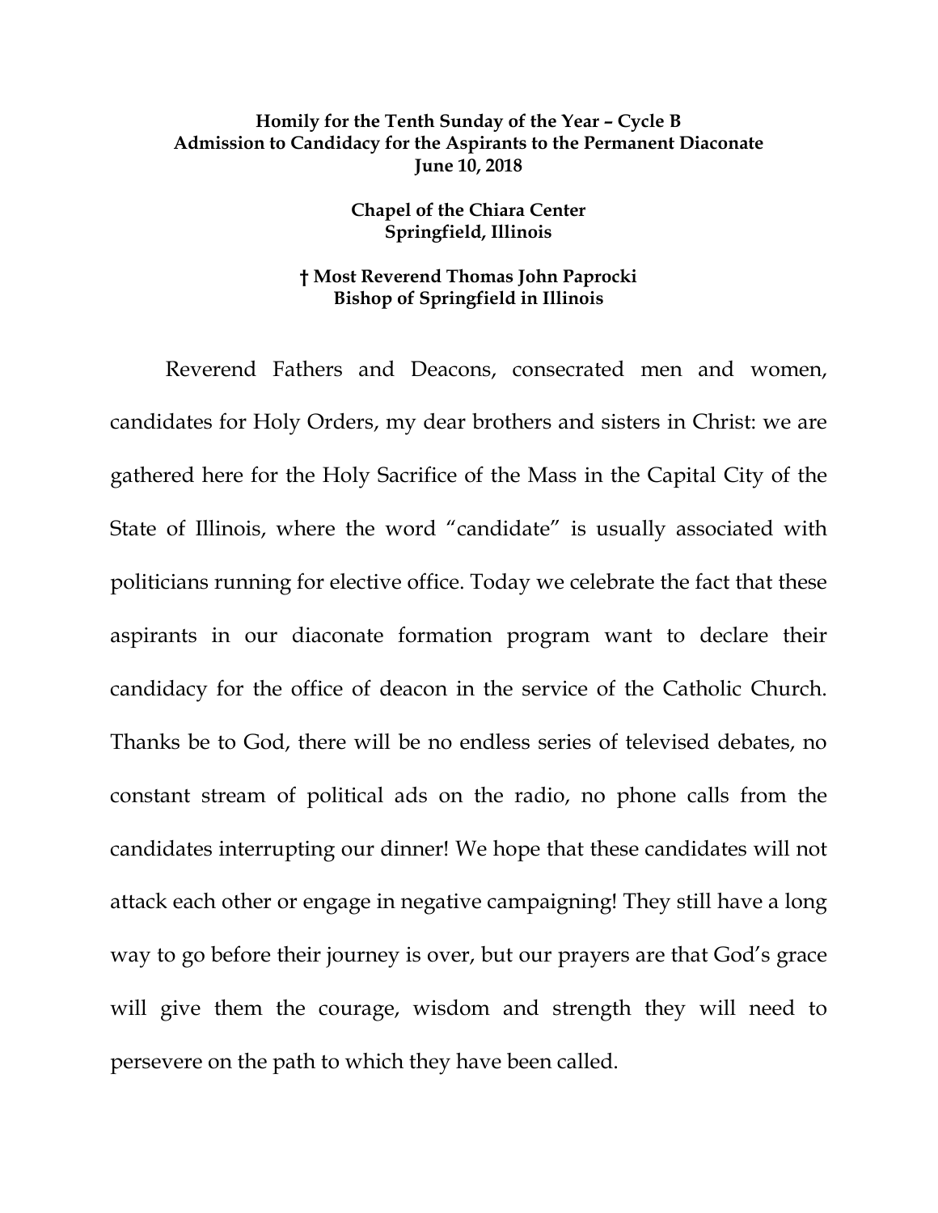**Homily for the Tenth Sunday of the Year – Cycle B**
**Admission to Candidacy for the Aspirants to the Permanent Diaconate**
**June 10, 2018**

**Chapel of the Chiara Center**
**Springfield, Illinois**

**† Most Reverend Thomas John Paprocki**
**Bishop of Springfield in Illinois**

Reverend Fathers and Deacons, consecrated men and women, candidates for Holy Orders, my dear brothers and sisters in Christ: we are gathered here for the Holy Sacrifice of the Mass in the Capital City of the State of Illinois, where the word "candidate" is usually associated with politicians running for elective office. Today we celebrate the fact that these aspirants in our diaconate formation program want to declare their candidacy for the office of deacon in the service of the Catholic Church. Thanks be to God, there will be no endless series of televised debates, no constant stream of political ads on the radio, no phone calls from the candidates interrupting our dinner! We hope that these candidates will not attack each other or engage in negative campaigning! They still have a long way to go before their journey is over, but our prayers are that God's grace will give them the courage, wisdom and strength they will need to persevere on the path to which they have been called.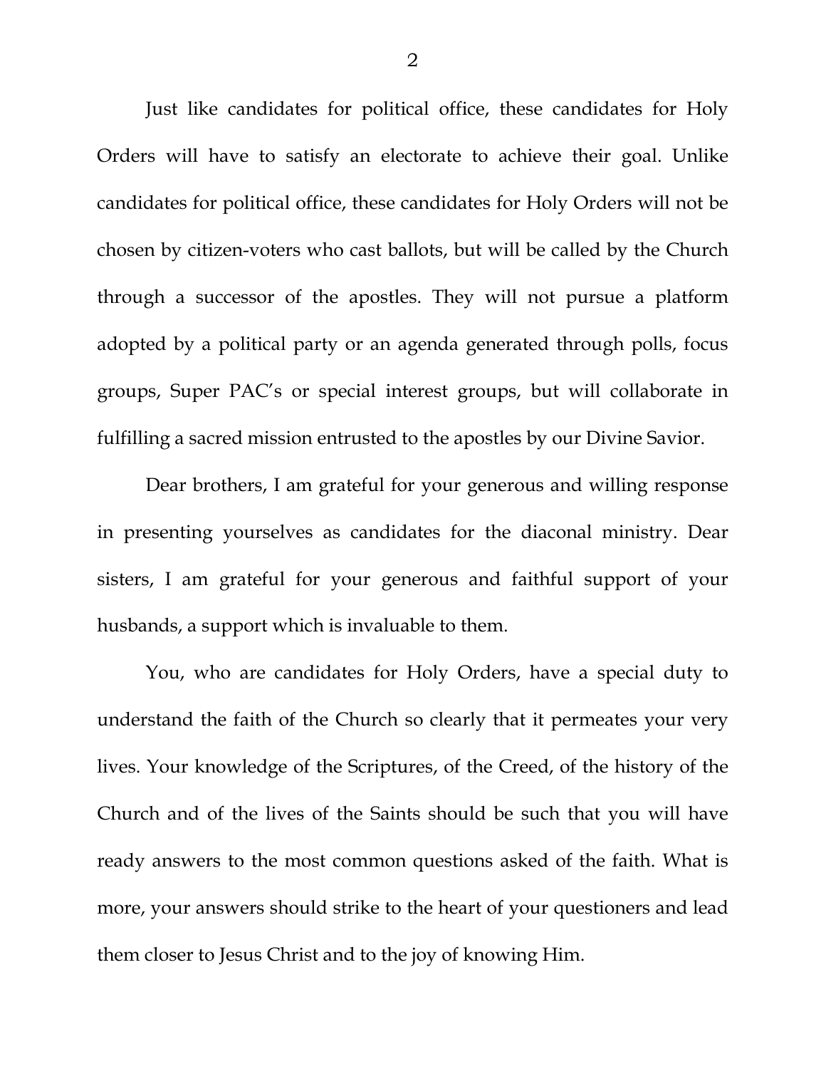Just like candidates for political office, these candidates for Holy Orders will have to satisfy an electorate to achieve their goal. Unlike candidates for political office, these candidates for Holy Orders will not be chosen by citizen-voters who cast ballots, but will be called by the Church through a successor of the apostles. They will not pursue a platform adopted by a political party or an agenda generated through polls, focus groups, Super PAC's or special interest groups, but will collaborate in fulfilling a sacred mission entrusted to the apostles by our Divine Savior.

Dear brothers, I am grateful for your generous and willing response in presenting yourselves as candidates for the diaconal ministry. Dear sisters, I am grateful for your generous and faithful support of your husbands, a support which is invaluable to them.

You, who are candidates for Holy Orders, have a special duty to understand the faith of the Church so clearly that it permeates your very lives. Your knowledge of the Scriptures, of the Creed, of the history of the Church and of the lives of the Saints should be such that you will have ready answers to the most common questions asked of the faith. What is more, your answers should strike to the heart of your questioners and lead them closer to Jesus Christ and to the joy of knowing Him.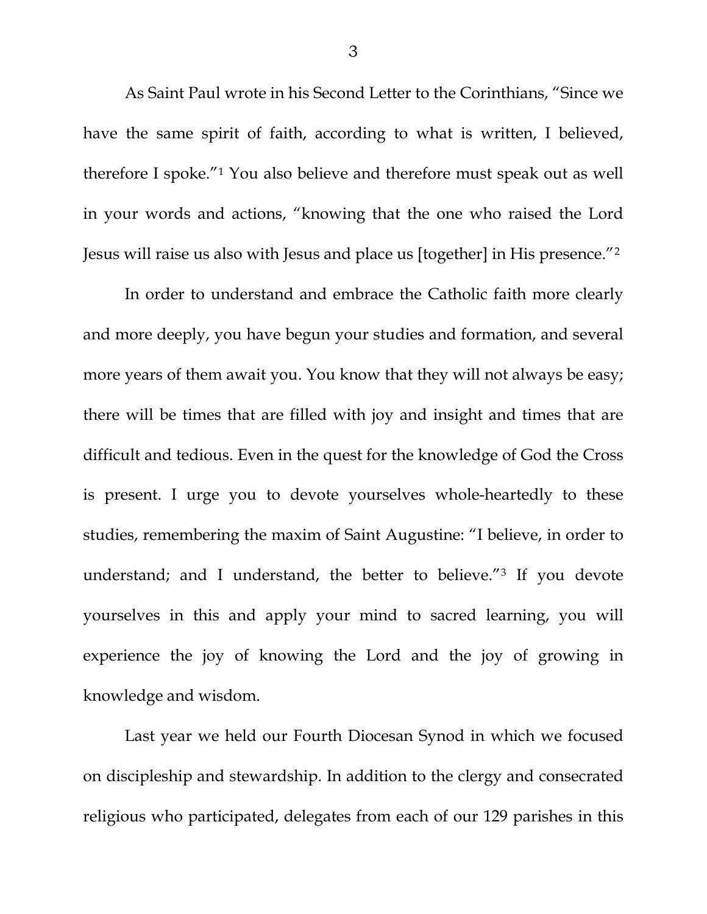As Saint Paul wrote in his Second Letter to the Corinthians, "Since we have the same spirit of faith, according to what is written, I believed, therefore I spoke."[1] You also believe and therefore must speak out as well in your words and actions, "knowing that the one who raised the Lord Jesus will raise us also with Jesus and place us [together] in His presence."[2]

In order to understand and embrace the Catholic faith more clearly and more deeply, you have begun your studies and formation, and several more years of them await you. You know that they will not always be easy; there will be times that are filled with joy and insight and times that are difficult and tedious. Even in the quest for the knowledge of God the Cross is present. I urge you to devote yourselves whole-heartedly to these studies, remembering the maxim of Saint Augustine: "I believe, in order to understand; and I understand, the better to believe."[3] If you devote yourselves in this and apply your mind to sacred learning, you will experience the joy of knowing the Lord and the joy of growing in knowledge and wisdom.

Last year we held our Fourth Diocesan Synod in which we focused on discipleship and stewardship. In addition to the clergy and consecrated religious who participated, delegates from each of our 129 parishes in this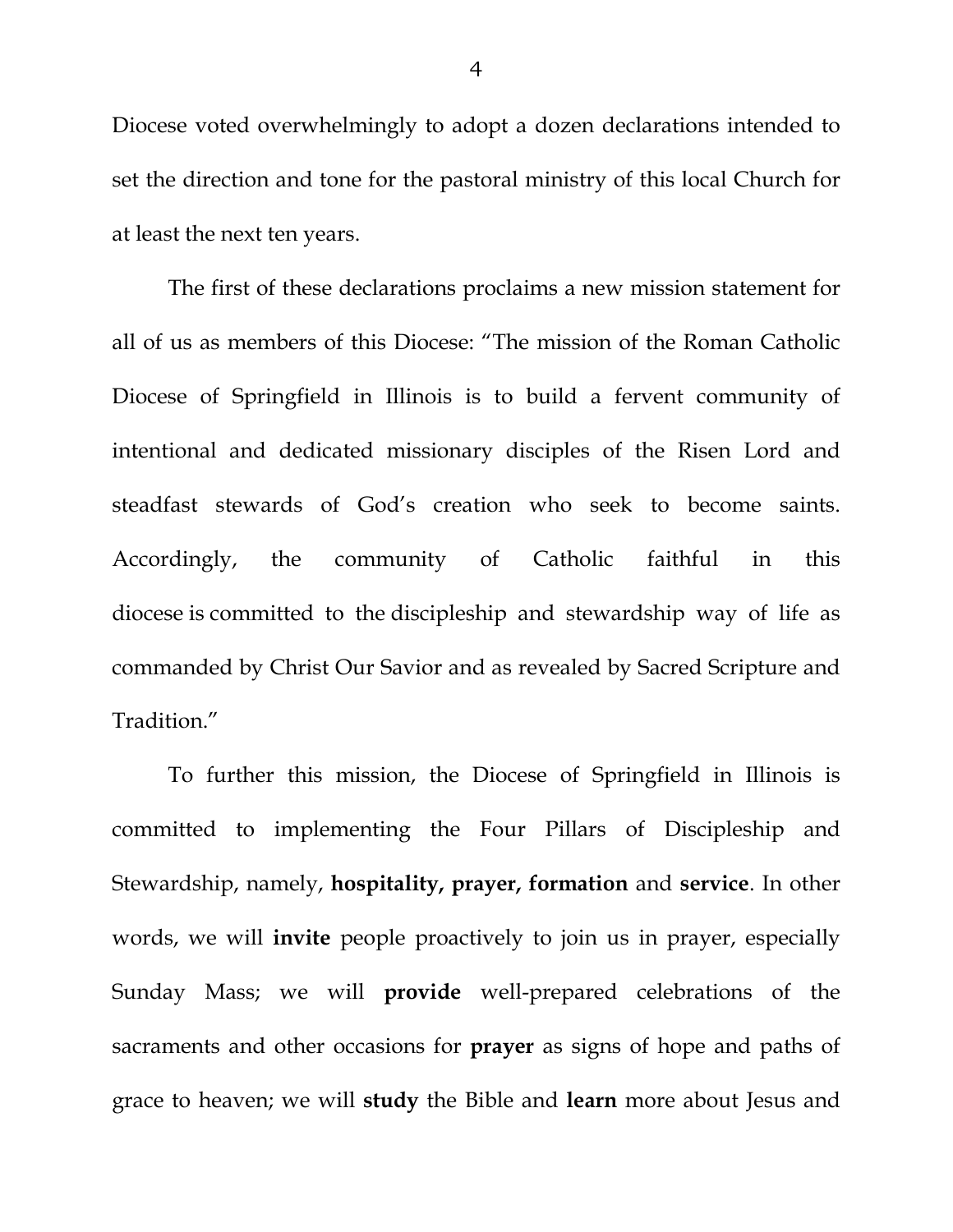Diocese voted overwhelmingly to adopt a dozen declarations intended to set the direction and tone for the pastoral ministry of this local Church for at least the next ten years.

The first of these declarations proclaims a new mission statement for all of us as members of this Diocese: "The mission of the Roman Catholic Diocese of Springfield in Illinois is to build a fervent community of intentional and dedicated missionary disciples of the Risen Lord and steadfast stewards of God's creation who seek to become saints. Accordingly, the community of Catholic faithful in this diocese is committed to the discipleship and stewardship way of life as commanded by Christ Our Savior and as revealed by Sacred Scripture and Tradition."

To further this mission, the Diocese of Springfield in Illinois is committed to implementing the Four Pillars of Discipleship and Stewardship, namely, **hospitality, prayer, formation** and **service**. In other words, we will **invite** people proactively to join us in prayer, especially Sunday Mass; we will **provide** well-prepared celebrations of the sacraments and other occasions for **prayer** as signs of hope and paths of grace to heaven; we will **study** the Bible and **learn** more about Jesus and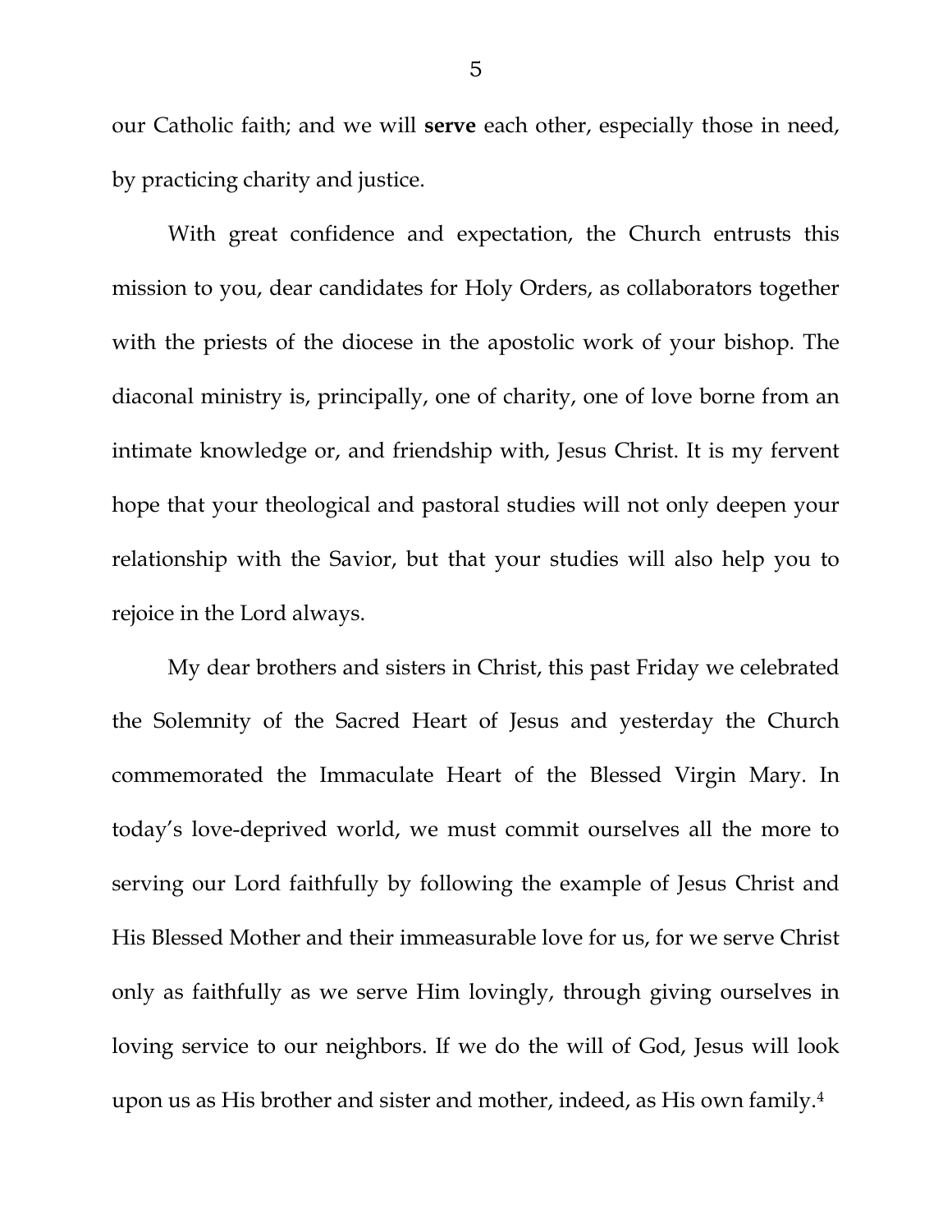our Catholic faith; and we will **serve** each other, especially those in need, by practicing charity and justice.

With great confidence and expectation, the Church entrusts this mission to you, dear candidates for Holy Orders, as collaborators together with the priests of the diocese in the apostolic work of your bishop. The diaconal ministry is, principally, one of charity, one of love borne from an intimate knowledge or, and friendship with, Jesus Christ. It is my fervent hope that your theological and pastoral studies will not only deepen your relationship with the Savior, but that your studies will also help you to rejoice in the Lord always.

My dear brothers and sisters in Christ, this past Friday we celebrated the Solemnity of the Sacred Heart of Jesus and yesterday the Church commemorated the Immaculate Heart of the Blessed Virgin Mary. In today's love-deprived world, we must commit ourselves all the more to serving our Lord faithfully by following the example of Jesus Christ and His Blessed Mother and their immeasurable love for us, for we serve Christ only as faithfully as we serve Him lovingly, through giving ourselves in loving service to our neighbors. If we do the will of God, Jesus will look upon us as His brother and sister and mother, indeed, as His own family.[4]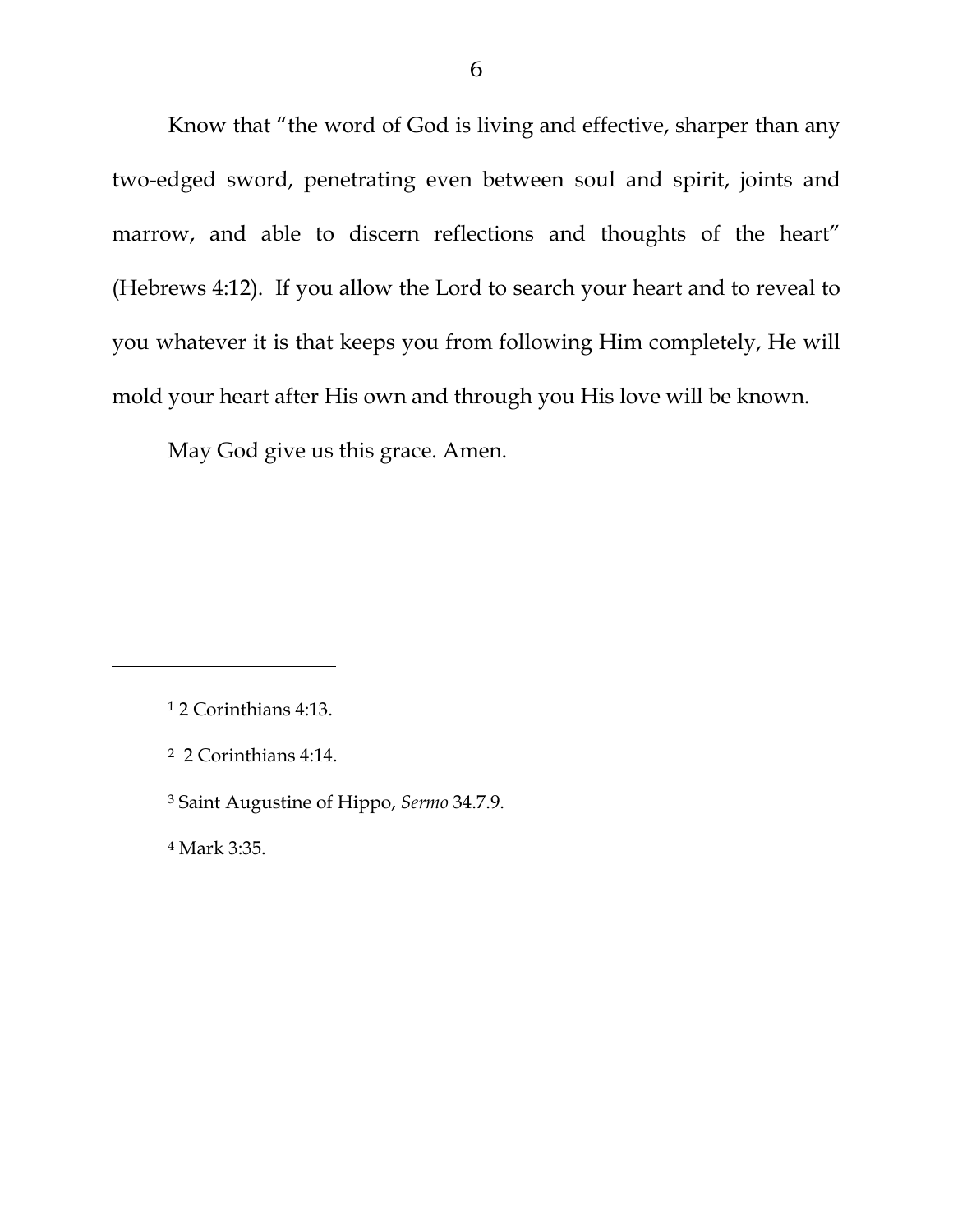Know that "the word of God is living and effective, sharper than any two-edged sword, penetrating even between soul and spirit, joints and marrow, and able to discern reflections and thoughts of the heart" (Hebrews 4:12). If you allow the Lord to search your heart and to reveal to you whatever it is that keeps you from following Him completely, He will mold your heart after His own and through you His love will be known.

May God give us this grace. Amen.

---

[1] 2 Corinthians 4:13.

[2] 2 Corinthians 4:14.

[3] Saint Augustine of Hippo, *Sermo* 34.7.9.

[4] Mark 3:35.